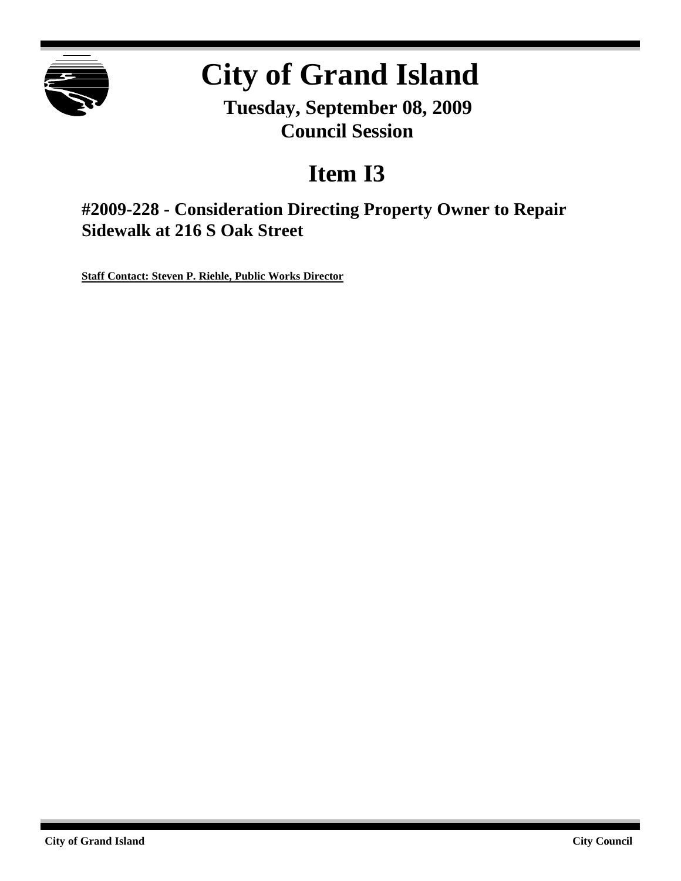# City of Grand Island

**Tuesday, September 08, 2009**
**Council Session**

## Item I3

### #2009-228 - Consideration Directing Property Owner to Repair Sidewalk at 216 S Oak Street

**Staff Contact: Steven P. Riehle, Public Works Director**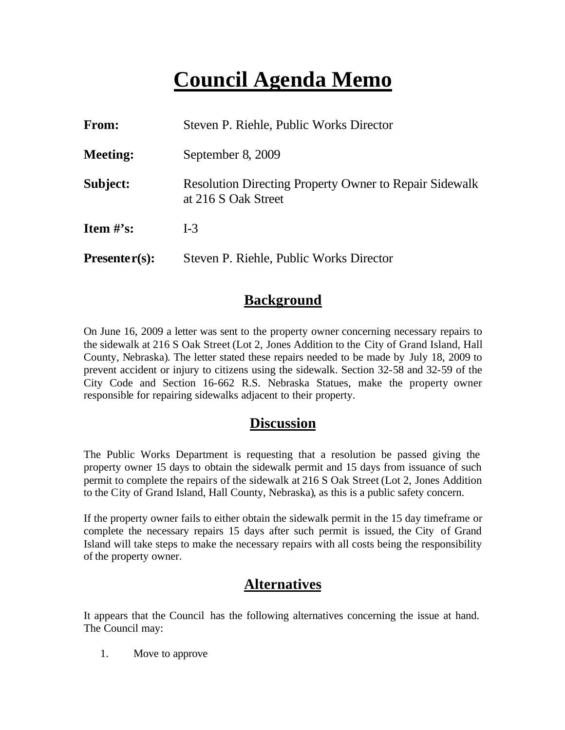# Council Agenda Memo

**From:** Steven P. Riehle, Public Works Director

**Meeting:** September 8, 2009

**Subject:** Resolution Directing Property Owner to Repair Sidewalk at 216 S Oak Street

**Item #'s:** I-3

**Presenter(s):** Steven P. Riehle, Public Works Director

## Background

On June 16, 2009 a letter was sent to the property owner concerning necessary repairs to the sidewalk at 216 S Oak Street (Lot 2, Jones Addition to the City of Grand Island, Hall County, Nebraska). The letter stated these repairs needed to be made by July 18, 2009 to prevent accident or injury to citizens using the sidewalk. Section 32-58 and 32-59 of the City Code and Section 16-662 R.S. Nebraska Statues, make the property owner responsible for repairing sidewalks adjacent to their property.

## Discussion

The Public Works Department is requesting that a resolution be passed giving the property owner 15 days to obtain the sidewalk permit and 15 days from issuance of such permit to complete the repairs of the sidewalk at 216 S Oak Street (Lot 2, Jones Addition to the City of Grand Island, Hall County, Nebraska), as this is a public safety concern.

If the property owner fails to either obtain the sidewalk permit in the 15 day timeframe or complete the necessary repairs 15 days after such permit is issued, the City of Grand Island will take steps to make the necessary repairs with all costs being the responsibility of the property owner.

## Alternatives

It appears that the Council has the following alternatives concerning the issue at hand. The Council may:

1. Move to approve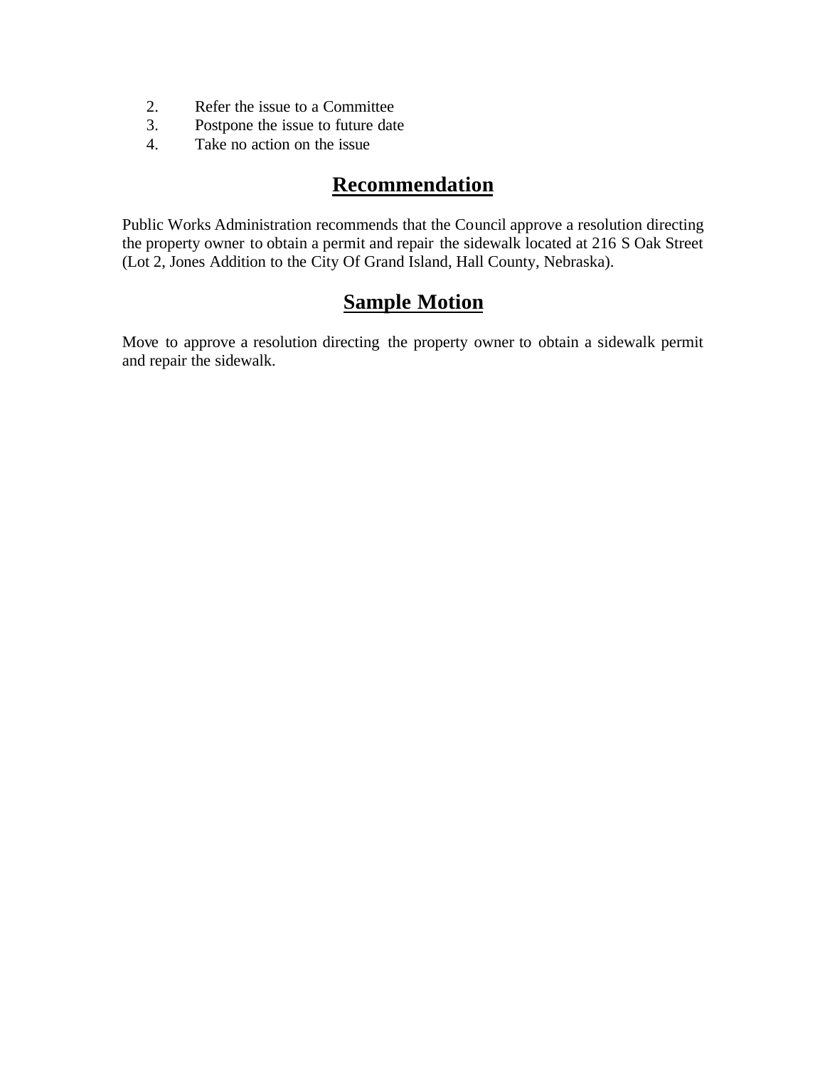2. Refer the issue to a Committee
3. Postpone the issue to future date
4. Take no action on the issue

## Recommendation

Public Works Administration recommends that the Council approve a resolution directing the property owner to obtain a permit and repair the sidewalk located at 216 S Oak Street (Lot 2, Jones Addition to the City Of Grand Island, Hall County, Nebraska).

## Sample Motion

Move to approve a resolution directing the property owner to obtain a sidewalk permit and repair the sidewalk.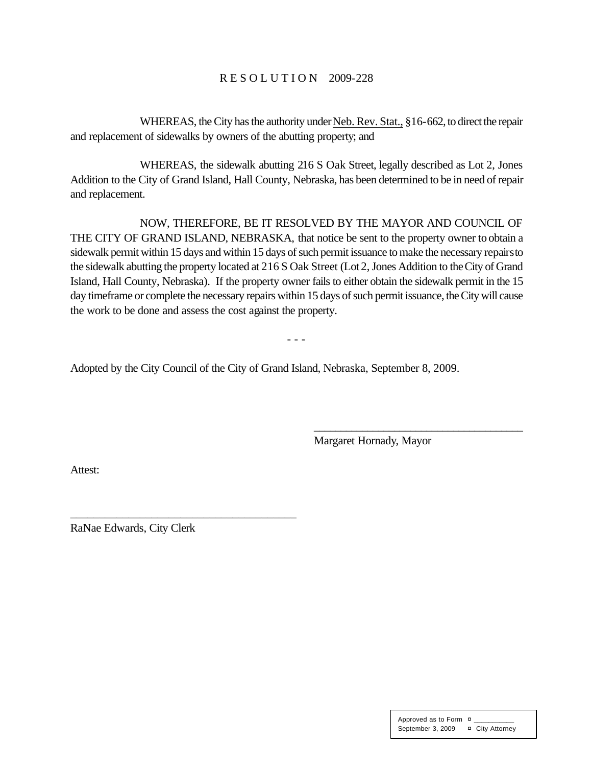# R E S O L U T I O N 2009-228

WHEREAS, the City has the authority under Neb. Rev. Stat., §16-662, to direct the repair and replacement of sidewalks by owners of the abutting property; and

WHEREAS, the sidewalk abutting 216 S Oak Street, legally described as Lot 2, Jones Addition to the City of Grand Island, Hall County, Nebraska, has been determined to be in need of repair and replacement.

NOW, THEREFORE, BE IT RESOLVED BY THE MAYOR AND COUNCIL OF THE CITY OF GRAND ISLAND, NEBRASKA, that notice be sent to the property owner to obtain a sidewalk permit within 15 days and within 15 days of such permit issuance to make the necessary repairs to the sidewalk abutting the property located at 216 S Oak Street (Lot 2, Jones Addition to the City of Grand Island, Hall County, Nebraska). If the property owner fails to either obtain the sidewalk permit in the 15 day timeframe or complete the necessary repairs within 15 days of such permit issuance, the City will cause the work to be done and assess the cost against the property.

- - -

Adopted by the City Council of the City of Grand Island, Nebraska, September 8, 2009.

_____________________________________
Margaret Hornady, Mayor

Attest:

_____________________________________
RaNae Edwards, City Clerk

| | |
|---|---|
| Approved as to Form ¤ | ___________ |
| September 3, 2009 | ¤ City Attorney |